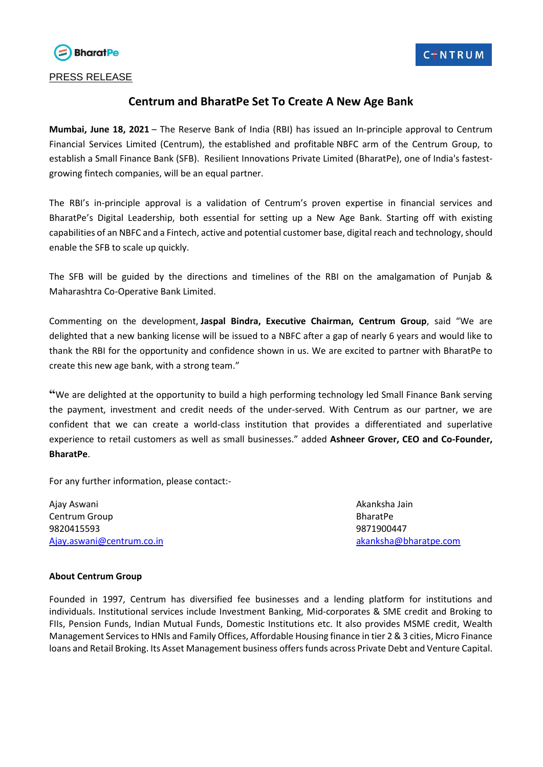PRESS RELEASE

# Centrum and BharatPe Set To Create A New Age Bank

**Mumbai, June 18, 2021** – The Reserve Bank of India (RBI) has issued an In-principle approval to Centrum Financial Services Limited (Centrum), the established and profitable NBFC arm of the Centrum Group, to establish a Small Finance Bank (SFB). Resilient Innovations Private Limited (BharatPe), one of India's fastest-growing fintech companies, will be an equal partner.

The RBI's in-principle approval is a validation of Centrum's proven expertise in financial services and BharatPe's Digital Leadership, both essential for setting up a New Age Bank. Starting off with existing capabilities of an NBFC and a Fintech, active and potential customer base, digital reach and technology, should enable the SFB to scale up quickly.

The SFB will be guided by the directions and timelines of the RBI on the amalgamation of Punjab & Maharashtra Co-Operative Bank Limited.

Commenting on the development, **Jaspal Bindra, Executive Chairman, Centrum Group**, said "We are delighted that a new banking license will be issued to a NBFC after a gap of nearly 6 years and would like to thank the RBI for the opportunity and confidence shown in us. We are excited to partner with BharatPe to create this new age bank, with a strong team."

"We are delighted at the opportunity to build a high performing technology led Small Finance Bank serving the payment, investment and credit needs of the under-served. With Centrum as our partner, we are confident that we can create a world-class institution that provides a differentiated and superlative experience to retail customers as well as small businesses." added **Ashneer Grover, CEO and Co-Founder, BharatPe**.

For any further information, please contact:-

Ajay Aswani
Centrum Group
9820415593
Ajay.aswani@centrum.co.in

Akanksha Jain
BharatPe
9871900447
akanksha@bharatpe.com

**About Centrum Group**

Founded in 1997, Centrum has diversified fee businesses and a lending platform for institutions and individuals. Institutional services include Investment Banking, Mid-corporates & SME credit and Broking to FIIs, Pension Funds, Indian Mutual Funds, Domestic Institutions etc. It also provides MSME credit, Wealth Management Services to HNIs and Family Offices, Affordable Housing finance in tier 2 & 3 cities, Micro Finance loans and Retail Broking. Its Asset Management business offers funds across Private Debt and Venture Capital.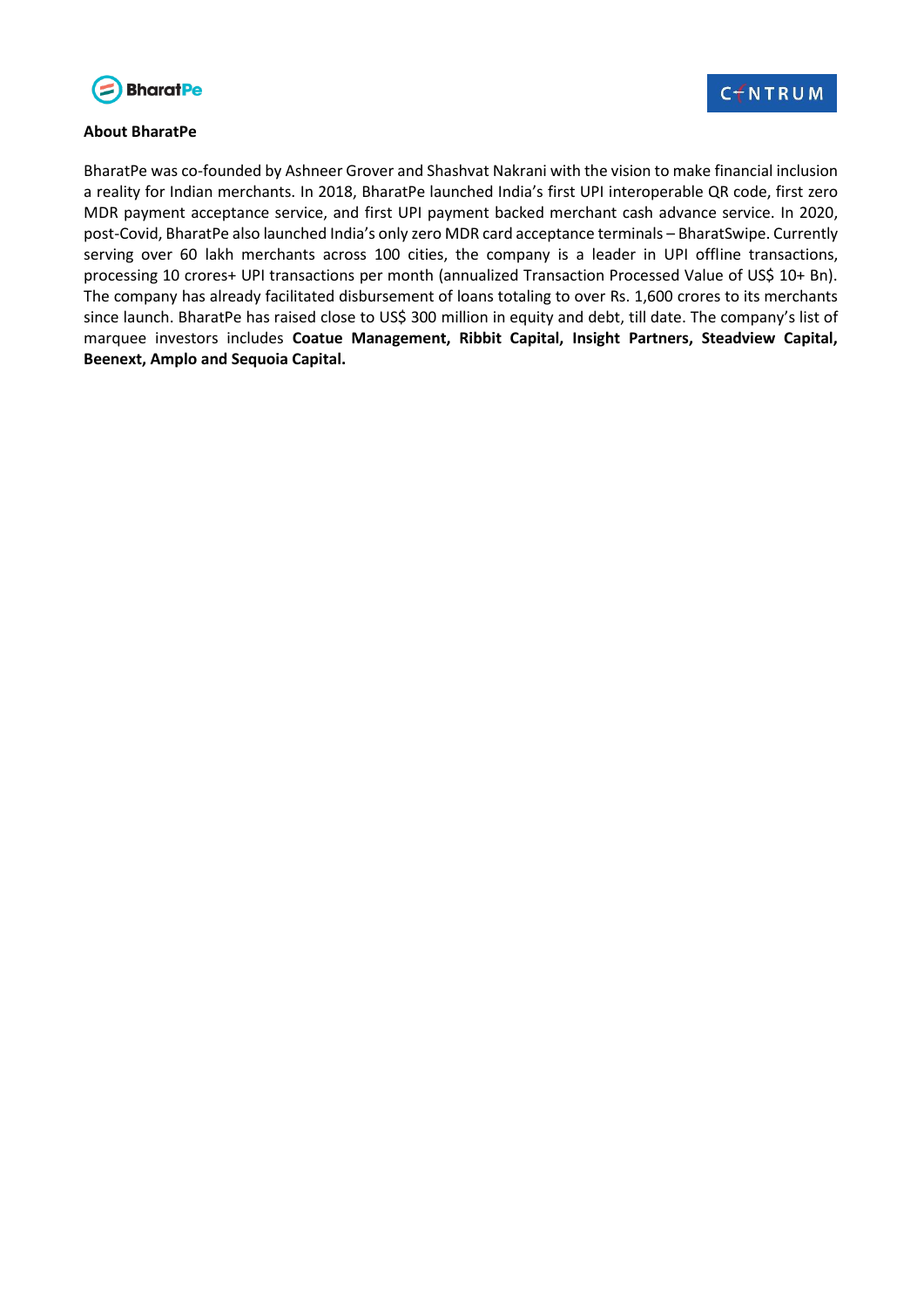**About BharatPe**

BharatPe was co-founded by Ashneer Grover and Shashvat Nakrani with the vision to make financial inclusion a reality for Indian merchants. In 2018, BharatPe launched India's first UPI interoperable QR code, first zero MDR payment acceptance service, and first UPI payment backed merchant cash advance service. In 2020, post-Covid, BharatPe also launched India's only zero MDR card acceptance terminals – BharatSwipe. Currently serving over 60 lakh merchants across 100 cities, the company is a leader in UPI offline transactions, processing 10 crores+ UPI transactions per month (annualized Transaction Processed Value of US$ 10+ Bn). The company has already facilitated disbursement of loans totaling to over Rs. 1,600 crores to its merchants since launch. BharatPe has raised close to US$ 300 million in equity and debt, till date. The company's list of marquee investors includes **Coatue Management, Ribbit Capital, Insight Partners, Steadview Capital, Beenext, Amplo and Sequoia Capital.**